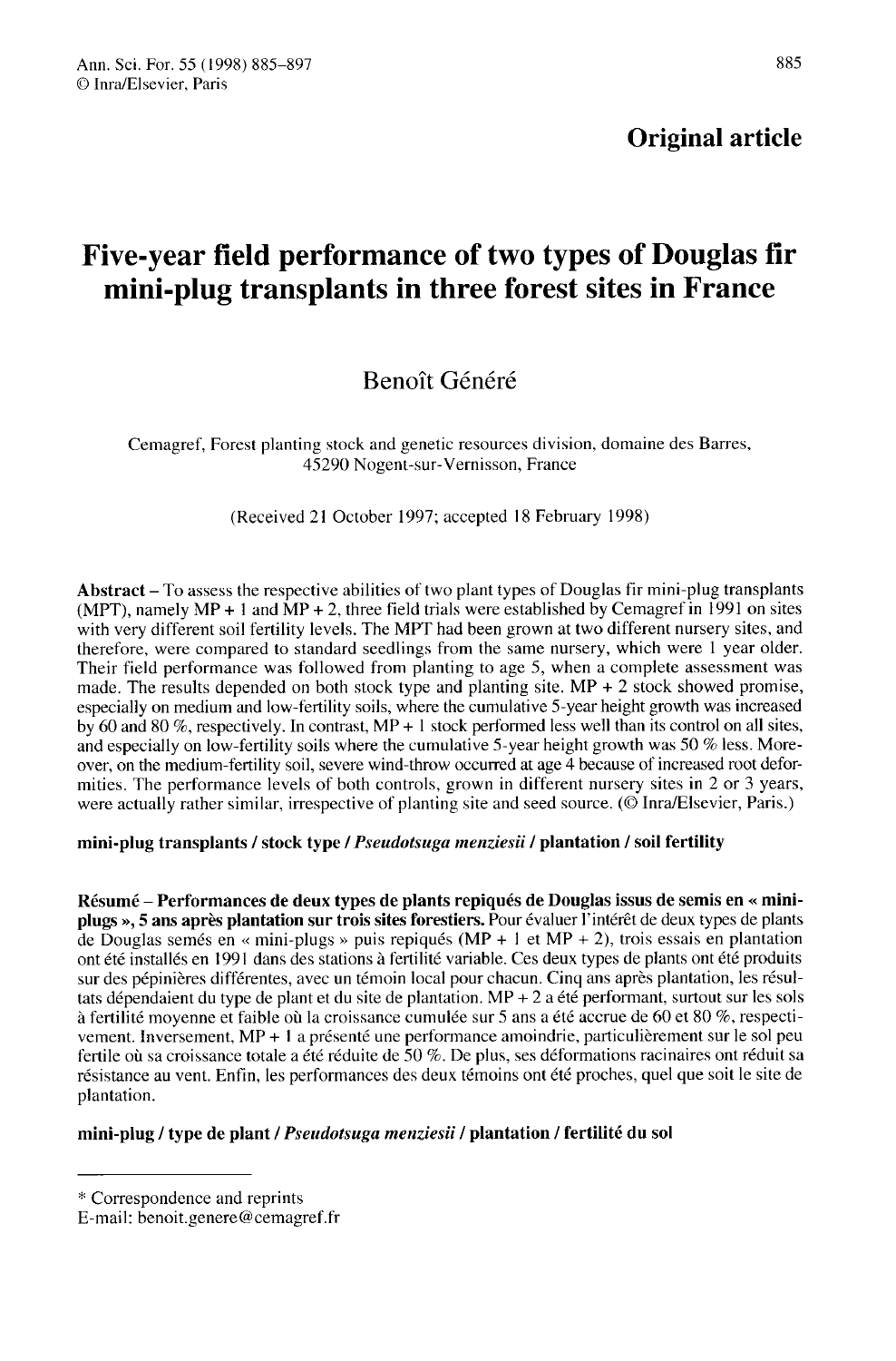**Original article**

# Five-year field performance of two types of Douglas fir mini-plug transplants in three forest sites in France

Benoît Généré

Cemagref, Forest planting stock and genetic resources division, domaine des Barres, 45290 Nogent-sur-Vernisson, France

(Received 21 October 1997; accepted 18 February 1998)

**Abstract** – To assess the respective abilities of two plant types of Douglas fir mini-plug transplants (MPT), namely MP + 1 and MP + 2, three field trials were established by Cemagref in 1991 on sites with very different soil fertility levels. The MPT had been grown at two different nursery sites, and therefore, were compared to standard seedlings from the same nursery, which were 1 year older. Their field performance was followed from planting to age 5, when a complete assessment was made. The results depended on both stock type and planting site. MP + 2 stock showed promise, especially on medium and low-fertility soils, where the cumulative 5-year height growth was increased by 60 and 80 %, respectively. In contrast, MP + 1 stock performed less well than its control on all sites, and especially on low-fertility soils where the cumulative 5-year height growth was 50 % less. Moreover, on the medium-fertility soil, severe wind-throw occurred at age 4 because of increased root deformities. The performance levels of both controls, grown in different nursery sites in 2 or 3 years, were actually rather similar, irrespective of planting site and seed source. (© Inra/Elsevier, Paris.)

**mini-plug transplants / stock type / *Pseudotsuga menziesii* / plantation / soil fertility**

**Résumé – Performances de deux types de plants repiqués de Douglas issus de semis en « mini-plugs », 5 ans après plantation sur trois sites forestiers.** Pour évaluer l'intérêt de deux types de plants de Douglas semés en « mini-plugs » puis repiqués (MP + 1 et MP + 2), trois essais en plantation ont été installés en 1991 dans des stations à fertilité variable. Ces deux types de plants ont été produits sur des pépinières différentes, avec un témoin local pour chacun. Cinq ans après plantation, les résultats dépendaient du type de plant et du site de plantation. MP + 2 a été performant, surtout sur les sols à fertilité moyenne et faible où la croissance cumulée sur 5 ans a été accrue de 60 et 80 %, respectivement. Inversement, MP + 1 a présenté une performance amoindrie, particulièrement sur le sol peu fertile où sa croissance totale a été réduite de 50 %. De plus, ses déformations racinaires ont réduit sa résistance au vent. Enfin, les performances des deux témoins ont été proches, quel que soit le site de plantation.

**mini-plug / type de plant / *Pseudotsuga menziesii* / plantation / fertilité du sol**

---

\* Correspondence and reprints
E-mail: benoit.genere@cemagref.fr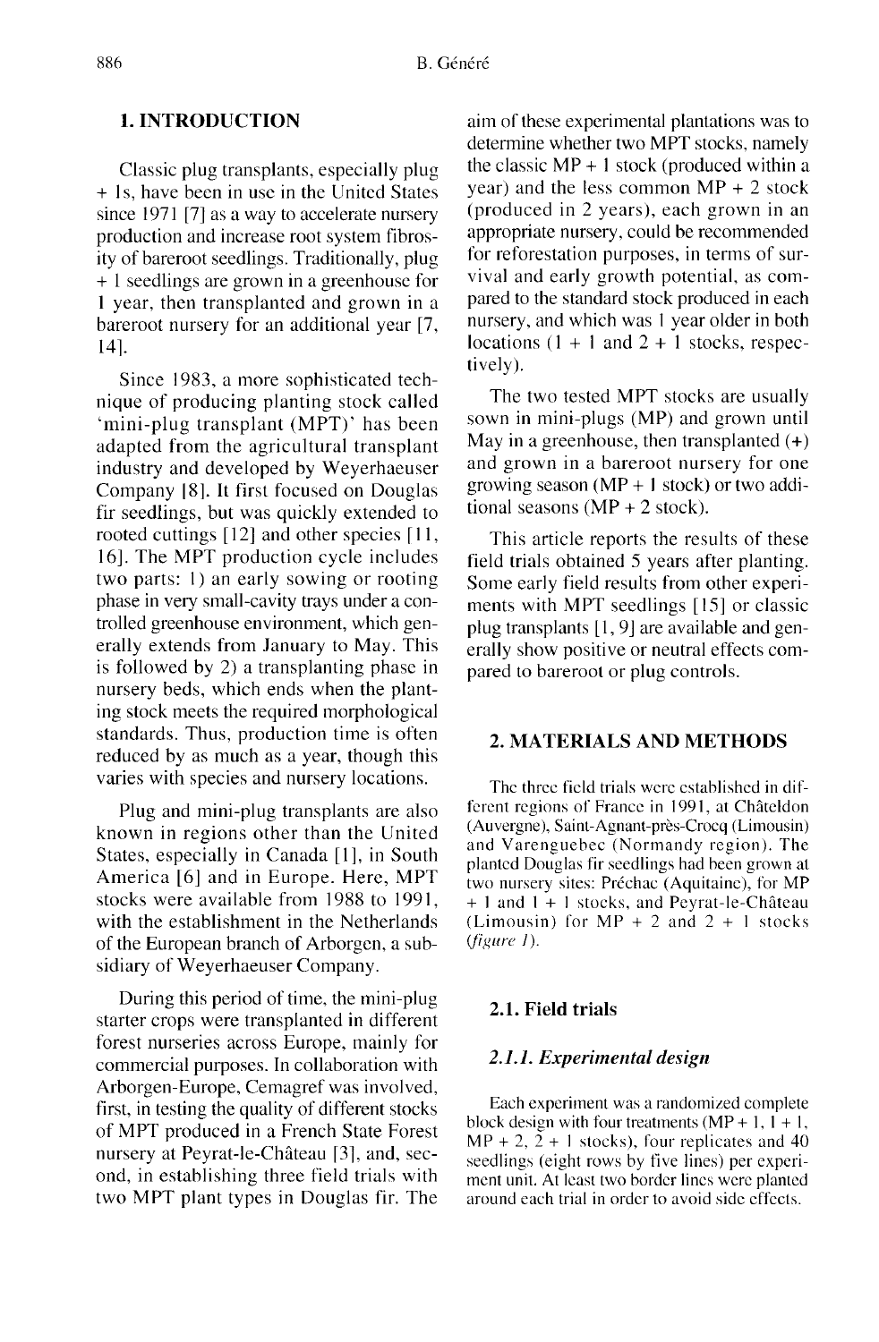## 1. INTRODUCTION

Classic plug transplants, especially plug + 1s, have been in use in the United States since 1971 [7] as a way to accelerate nursery production and increase root system fibrosity of bareroot seedlings. Traditionally, plug + 1 seedlings are grown in a greenhouse for 1 year, then transplanted and grown in a bareroot nursery for an additional year [7, 14].

Since 1983, a more sophisticated technique of producing planting stock called 'mini-plug transplant (MPT)' has been adapted from the agricultural transplant industry and developed by Weyerhaeuser Company [8]. It first focused on Douglas fir seedlings, but was quickly extended to rooted cuttings [12] and other species [11, 16]. The MPT production cycle includes two parts: 1) an early sowing or rooting phase in very small-cavity trays under a controlled greenhouse environment, which generally extends from January to May. This is followed by 2) a transplanting phase in nursery beds, which ends when the planting stock meets the required morphological standards. Thus, production time is often reduced by as much as a year, though this varies with species and nursery locations.

Plug and mini-plug transplants are also known in regions other than the United States, especially in Canada [1], in South America [6] and in Europe. Here, MPT stocks were available from 1988 to 1991, with the establishment in the Netherlands of the European branch of Arborgen, a subsidiary of Weyerhaeuser Company.

During this period of time, the mini-plug starter crops were transplanted in different forest nurseries across Europe, mainly for commercial purposes. In collaboration with Arborgen-Europe, Cemagref was involved, first, in testing the quality of different stocks of MPT produced in a French State Forest nursery at Peyrat-le-Château [3], and, second, in establishing three field trials with two MPT plant types in Douglas fir. The aim of these experimental plantations was to determine whether two MPT stocks, namely the classic MP + 1 stock (produced within a year) and the less common MP + 2 stock (produced in 2 years), each grown in an appropriate nursery, could be recommended for reforestation purposes, in terms of survival and early growth potential, as compared to the standard stock produced in each nursery, and which was 1 year older in both locations (1 + 1 and 2 + 1 stocks, respectively).

The two tested MPT stocks are usually sown in mini-plugs (MP) and grown until May in a greenhouse, then transplanted (+) and grown in a bareroot nursery for one growing season (MP + 1 stock) or two additional seasons (MP + 2 stock).

This article reports the results of these field trials obtained 5 years after planting. Some early field results from other experiments with MPT seedlings [15] or classic plug transplants [1, 9] are available and generally show positive or neutral effects compared to bareroot or plug controls.

## 2. MATERIALS AND METHODS

The three field trials were established in different regions of France in 1991, at Châteldon (Auvergne), Saint-Agnant-près-Crocq (Limousin) and Varenguebec (Normandy region). The planted Douglas fir seedlings had been grown at two nursery sites: Préchac (Aquitaine), for MP + 1 and 1 + 1 stocks, and Peyrat-le-Château (Limousin) for MP + 2 and 2 + 1 stocks (*figure 1*).

### 2.1. Field trials

#### *2.1.1. Experimental design*

Each experiment was a randomized complete block design with four treatments (MP + 1, 1 + 1, MP + 2, 2 + 1 stocks), four replicates and 40 seedlings (eight rows by five lines) per experiment unit. At least two border lines were planted around each trial in order to avoid side effects.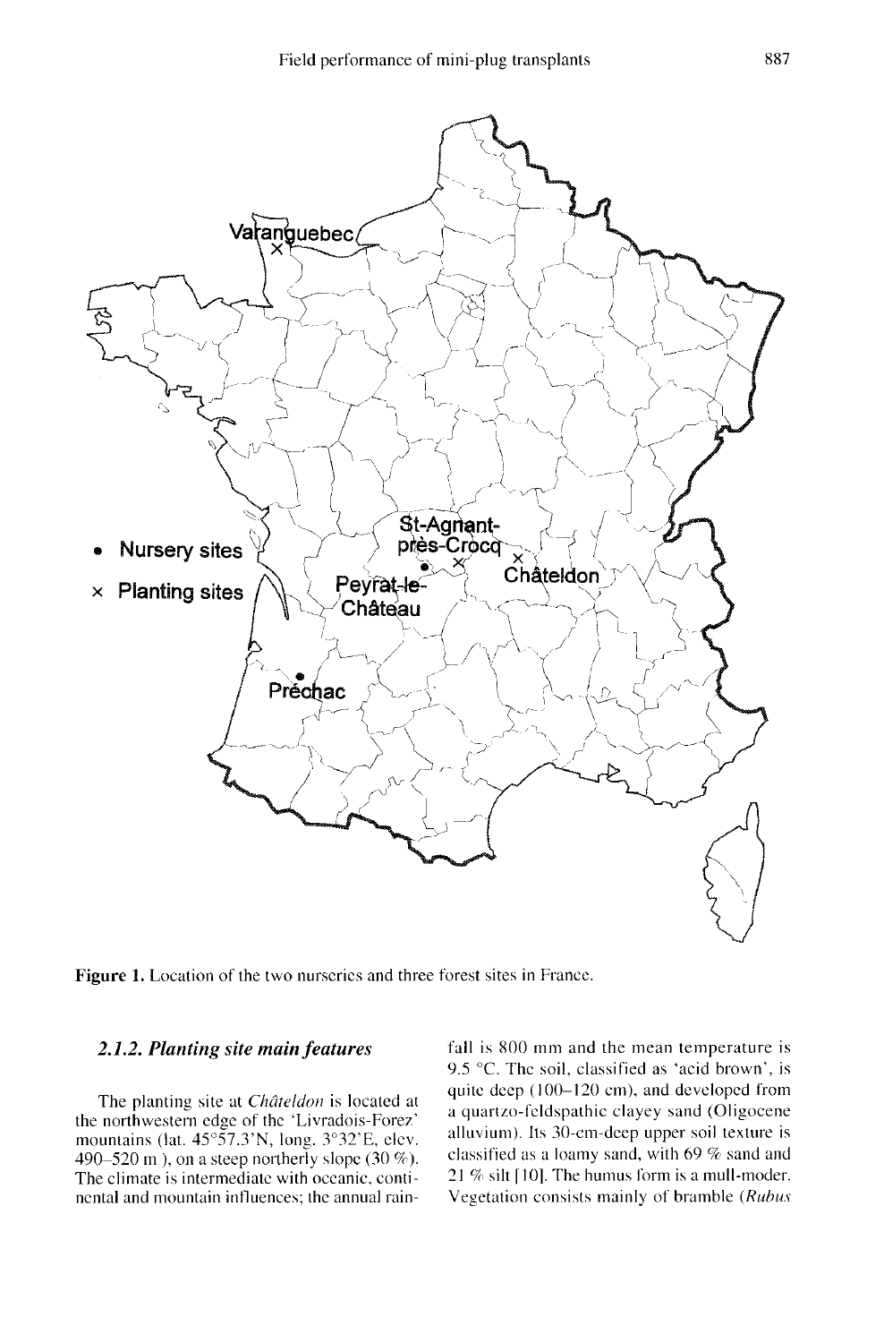**Figure 1.** Location of the two nurseries and three forest sites in France.

### 2.1.2. Planting site main features

The planting site at *Châteldon* is located at the northwestern edge of the 'Livradois-Forez' mountains (lat. 45°57.3'N, long. 3°32'E, elev. 490–520 m ), on a steep northerly slope (30 %). The climate is intermediate with oceanic, continental and mountain influences; the annual rainfall is 800 mm and the mean temperature is 9.5 °C. The soil, classified as 'acid brown', is quite deep (100–120 cm), and developed from a quartzo-feldspathic clayey sand (Oligocene alluvium). Its 30-cm-deep upper soil texture is classified as a loamy sand, with 69 % sand and 21 % silt [10]. The humus form is a mull-moder. Vegetation consists mainly of bramble (*Rubus*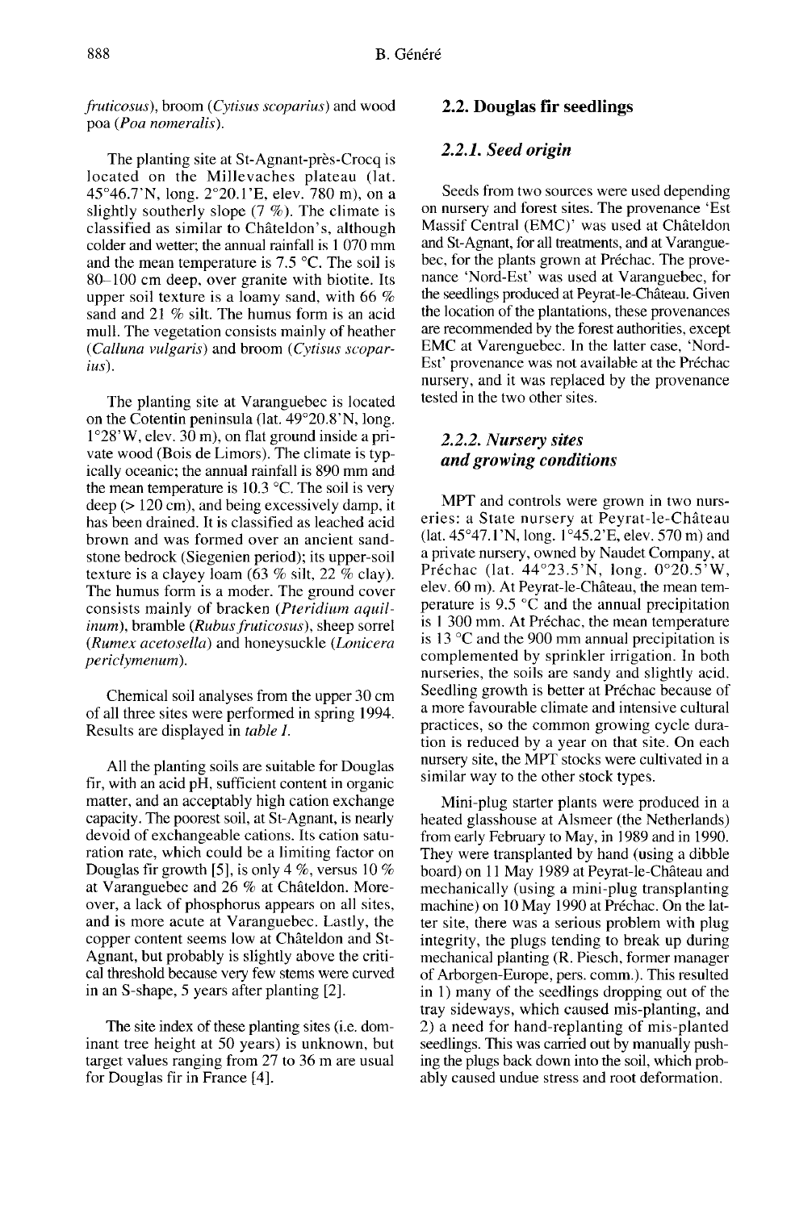*fruticosus*), broom (*Cytisus scoparius*) and wood poa (*Poa nomeralis*).

The planting site at St-Agnant-près-Crocq is located on the Millevaches plateau (lat. 45°46.7'N, long. 2°20.1'E, elev. 780 m), on a slightly southerly slope (7 %). The climate is classified as similar to Châteldon's, although colder and wetter; the annual rainfall is 1 070 mm and the mean temperature is 7.5 °C. The soil is 80–100 cm deep, over granite with biotite. Its upper soil texture is a loamy sand, with 66 % sand and 21 % silt. The humus form is an acid mull. The vegetation consists mainly of heather (*Calluna vulgaris*) and broom (*Cytisus scoparius*).

The planting site at Varanguebec is located on the Cotentin peninsula (lat. 49°20.8'N, long. 1°28'W, elev. 30 m), on flat ground inside a private wood (Bois de Limors). The climate is typically oceanic; the annual rainfall is 890 mm and the mean temperature is 10.3 °C. The soil is very deep (> 120 cm), and being excessively damp, it has been drained. It is classified as leached acid brown and was formed over an ancient sandstone bedrock (Siegenien period); its upper-soil texture is a clayey loam (63 % silt, 22 % clay). The humus form is a moder. The ground cover consists mainly of bracken (*Pteridium aquilinum*), bramble (*Rubus fruticosus*), sheep sorrel (*Rumex acetosella*) and honeysuckle (*Lonicera periclymenum*).

Chemical soil analyses from the upper 30 cm of all three sites were performed in spring 1994. Results are displayed in *table I*.

All the planting soils are suitable for Douglas fir, with an acid pH, sufficient content in organic matter, and an acceptably high cation exchange capacity. The poorest soil, at St-Agnant, is nearly devoid of exchangeable cations. Its cation saturation rate, which could be a limiting factor on Douglas fir growth [5], is only 4 %, versus 10 % at Varanguebec and 26 % at Châteldon. Moreover, a lack of phosphorus appears on all sites, and is more acute at Varanguebec. Lastly, the copper content seems low at Châteldon and St-Agnant, but probably is slightly above the critical threshold because very few stems were curved in an S-shape, 5 years after planting [2].

The site index of these planting sites (i.e. dominant tree height at 50 years) is unknown, but target values ranging from 27 to 36 m are usual for Douglas fir in France [4].

## 2.2. Douglas fir seedlings

### 2.2.1. Seed origin

Seeds from two sources were used depending on nursery and forest sites. The provenance 'Est Massif Central (EMC)' was used at Châteldon and St-Agnant, for all treatments, and at Varanguebec, for the plants grown at Préchac. The provenance 'Nord-Est' was used at Varanguebec, for the seedlings produced at Peyrat-le-Château. Given the location of the plantations, these provenances are recommended by the forest authorities, except EMC at Varenguebec. In the latter case, 'Nord-Est' provenance was not available at the Préchac nursery, and it was replaced by the provenance tested in the two other sites.

### 2.2.2. Nursery sites and growing conditions

MPT and controls were grown in two nurseries: a State nursery at Peyrat-le-Château (lat. 45°47.1'N, long. 1°45.2'E, elev. 570 m) and a private nursery, owned by Naudet Company, at Préchac (lat. 44°23.5'N, long. 0°20.5'W, elev. 60 m). At Peyrat-le-Château, the mean temperature is 9.5 °C and the annual precipitation is 1 300 mm. At Préchac, the mean temperature is 13 °C and the 900 mm annual precipitation is complemented by sprinkler irrigation. In both nurseries, the soils are sandy and slightly acid. Seedling growth is better at Préchac because of a more favourable climate and intensive cultural practices, so the common growing cycle duration is reduced by a year on that site. On each nursery site, the MPT stocks were cultivated in a similar way to the other stock types.

Mini-plug starter plants were produced in a heated glasshouse at Alsmeer (the Netherlands) from early February to May, in 1989 and in 1990. They were transplanted by hand (using a dibble board) on 11 May 1989 at Peyrat-le-Château and mechanically (using a mini-plug transplanting machine) on 10 May 1990 at Préchac. On the latter site, there was a serious problem with plug integrity, the plugs tending to break up during mechanical planting (R. Piesch, former manager of Arborgen-Europe, pers. comm.). This resulted in 1) many of the seedlings dropping out of the tray sideways, which caused mis-planting, and 2) a need for hand-replanting of mis-planted seedlings. This was carried out by manually pushing the plugs back down into the soil, which probably caused undue stress and root deformation.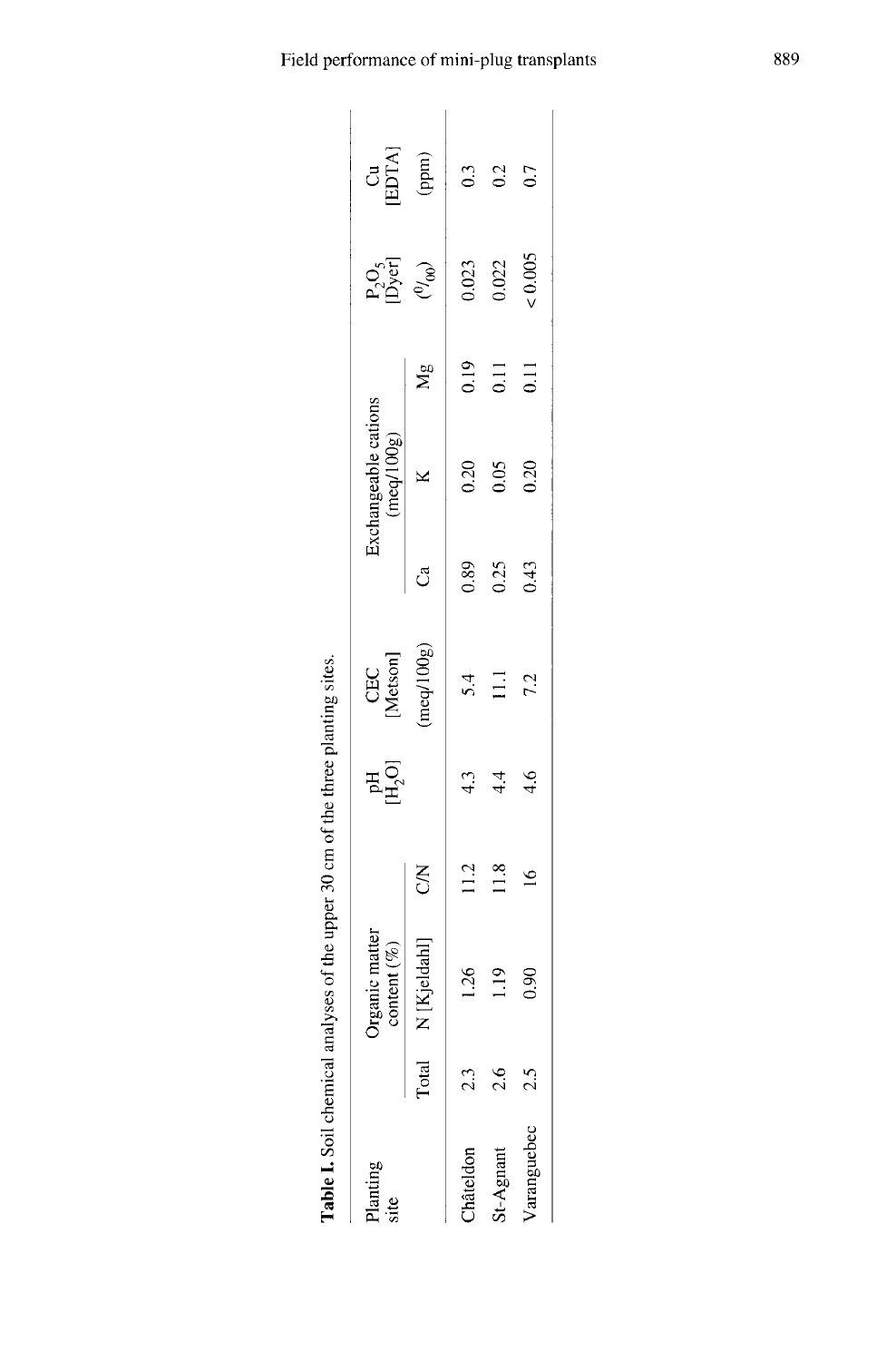**Table I.** Soil chemical analyses of the upper 30 cm of the three planting sites.

| Planting site | Organic matter content (%) | | | pH $[H_2O]$ | CEC [Metson] | Exchangeable cations (meq/100g) | | | $P_2O_5$ [Dyer] | Cu [EDTA] |
|---|---|---|---|---|---|---|---|---|---|---|
| | Total | N [Kjeldahl] | C/N | | (meq/100g) | Ca | K | Mg | (‰) | (ppm) |
| Châteldon | 2.3 | 1.26 | 11.2 | 4.3 | 5.4 | 0.89 | 0.20 | 0.19 | 0.023 | 0.3 |
| St-Agnant | 2.6 | 1.19 | 11.8 | 4.4 | 11.1 | 0.25 | 0.05 | 0.11 | 0.022 | 0.2 |
| Varanguebec | 2.5 | 0.90 | 16 | 4.6 | 7.2 | 0.43 | 0.20 | 0.11 | < 0.005 | 0.7 |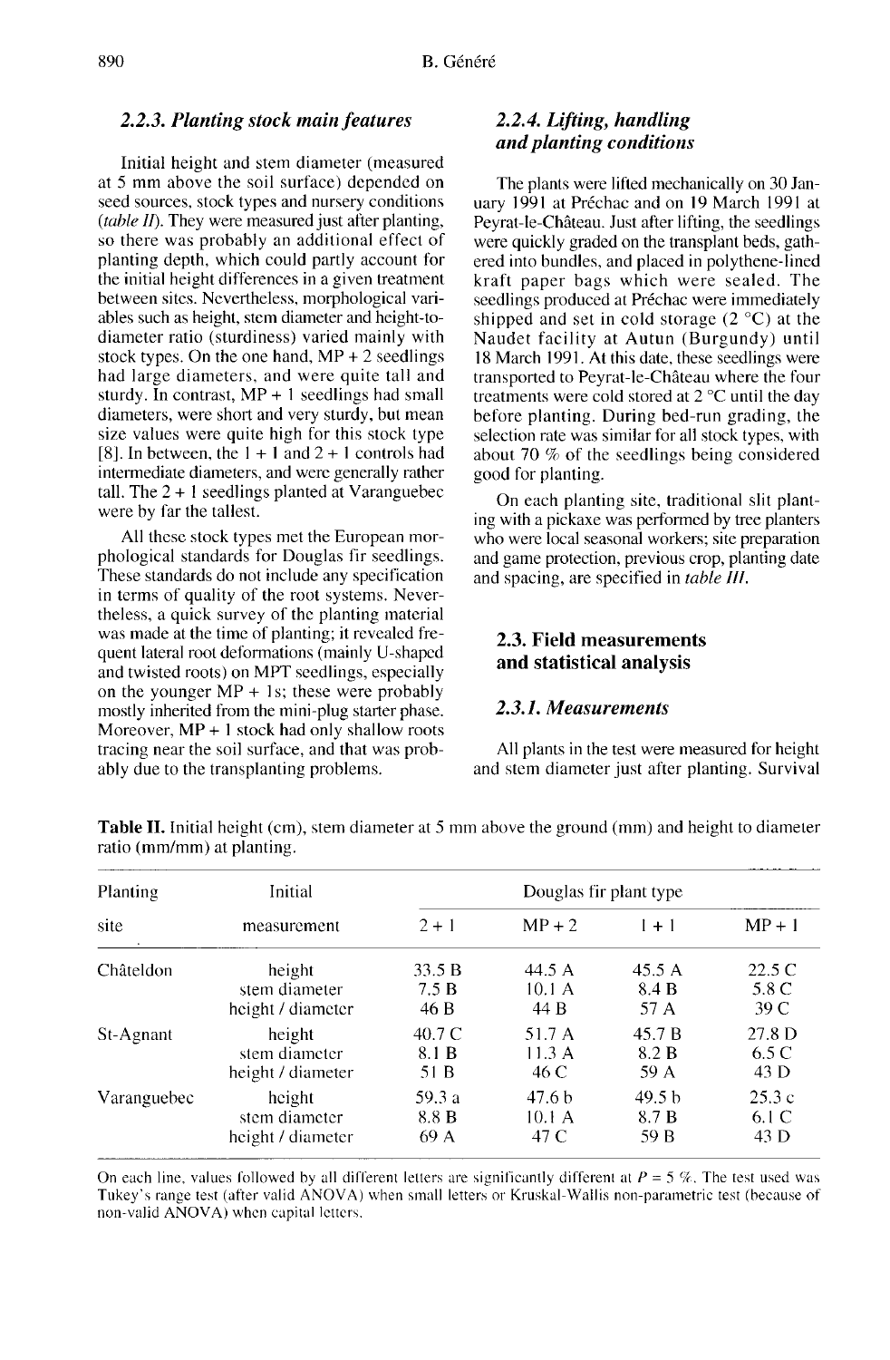### 2.2.3. Planting stock main features

Initial height and stem diameter (measured at 5 mm above the soil surface) depended on seed sources, stock types and nursery conditions (*table II*). They were measured just after planting, so there was probably an additional effect of planting depth, which could partly account for the initial height differences in a given treatment between sites. Nevertheless, morphological variables such as height, stem diameter and height-to-diameter ratio (sturdiness) varied mainly with stock types. On the one hand, MP + 2 seedlings had large diameters, and were quite tall and sturdy. In contrast, MP + 1 seedlings had small diameters, were short and very sturdy, but mean size values were quite high for this stock type [8]. In between, the 1 + 1 and 2 + 1 controls had intermediate diameters, and were generally rather tall. The 2 + 1 seedlings planted at Varanguebec were by far the tallest.

All these stock types met the European morphological standards for Douglas fir seedlings. These standards do not include any specification in terms of quality of the root systems. Nevertheless, a quick survey of the planting material was made at the time of planting; it revealed frequent lateral root deformations (mainly U-shaped and twisted roots) on MPT seedlings, especially on the younger MP + 1s; these were probably mostly inherited from the mini-plug starter phase. Moreover, MP + 1 stock had only shallow roots tracing near the soil surface, and that was probably due to the transplanting problems.

### 2.2.4. Lifting, handling and planting conditions

The plants were lifted mechanically on 30 January 1991 at Préchac and on 19 March 1991 at Peyrat-le-Château. Just after lifting, the seedlings were quickly graded on the transplant beds, gathered into bundles, and placed in polythene-lined kraft paper bags which were sealed. The seedlings produced at Préchac were immediately shipped and set in cold storage (2 °C) at the Naudet facility at Autun (Burgundy) until 18 March 1991. At this date, these seedlings were transported to Peyrat-le-Château where the four treatments were cold stored at 2 °C until the day before planting. During bed-run grading, the selection rate was similar for all stock types, with about 70 % of the seedlings being considered good for planting.

On each planting site, traditional slit planting with a pickaxe was performed by tree planters who were local seasonal workers; site preparation and game protection, previous crop, planting date and spacing, are specified in *table III*.

## 2.3. Field measurements and statistical analysis

### 2.3.1. Measurements

All plants in the test were measured for height and stem diameter just after planting. Survival

**Table II.** Initial height (cm), stem diameter at 5 mm above the ground (mm) and height to diameter ratio (mm/mm) at planting.

| Planting site | Initial measurement | Douglas fir plant type | | | |
|---|---|---|---|---|---|
| | | 2 + 1 | MP + 2 | 1 + 1 | MP + 1 |
| Châteldon | height | 33.5 B | 44.5 A | 45.5 A | 22.5 C |
| | stem diameter | 7.5 B | 10.1 A | 8.4 B | 5.8 C |
| | height / diameter | 46 B | 44 B | 57 A | 39 C |
| St-Agnant | height | 40.7 C | 51.7 A | 45.7 B | 27.8 D |
| | stem diameter | 8.1 B | 11.3 A | 8.2 B | 6.5 C |
| | height / diameter | 51 B | 46 C | 59 A | 43 D |
| Varanguebec | height | 59.3 a | 47.6 b | 49.5 b | 25.3 c |
| | stem diameter | 8.8 B | 10.1 A | 8.7 B | 6.1 C |
| | height / diameter | 69 A | 47 C | 59 B | 43 D |

On each line, values followed by all different letters are significantly different at $P = 5$ %. The test used was Tukey's range test (after valid ANOVA) when small letters or Kruskal-Wallis non-parametric test (because of non-valid ANOVA) when capital letters.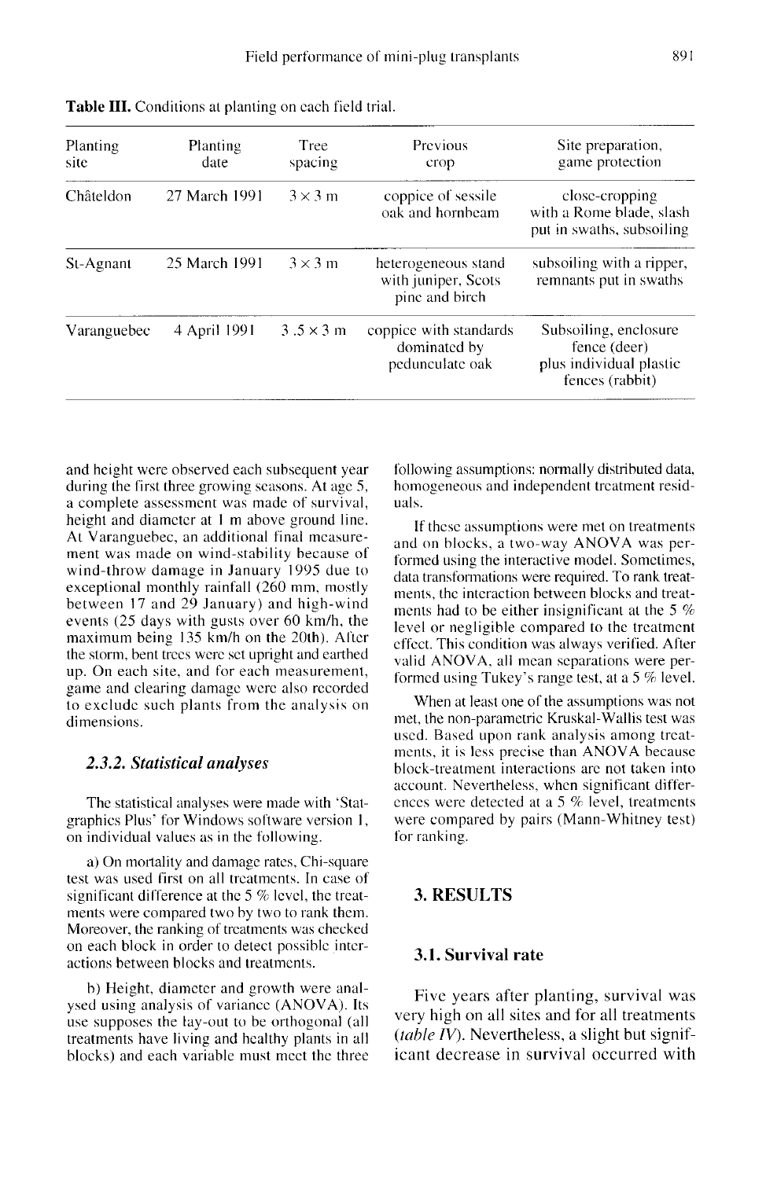**Table III.** Conditions at planting on each field trial.

| Planting site | Planting date | Tree spacing | Previous crop | Site preparation, game protection |
|---|---|---|---|---|
| Châteldon | 27 March 1991 | 3 × 3 m | coppice of sessile oak and hornbeam | close-cropping with a Rome blade, slash put in swaths, subsoiling |
| St-Agnant | 25 March 1991 | 3 × 3 m | heterogeneous stand with juniper, Scots pine and birch | subsoiling with a ripper, remnants put in swaths |
| Varanguebec | 4 April 1991 | 3 .5 × 3 m | coppice with standards dominated by pedunculate oak | Subsoiling, enclosure fence (deer) plus individual plastic fences (rabbit) |

and height were observed each subsequent year during the first three growing seasons. At age 5, a complete assessment was made of survival, height and diameter at 1 m above ground line. At Varanguebec, an additional final measurement was made on wind-stability because of wind-throw damage in January 1995 due to exceptional monthly rainfall (260 mm, mostly between 17 and 29 January) and high-wind events (25 days with gusts over 60 km/h, the maximum being 135 km/h on the 20th). After the storm, bent trees were set upright and earthed up. On each site, and for each measurement, game and clearing damage were also recorded to exclude such plants from the analysis on dimensions.

### 2.3.2. Statistical analyses

The statistical analyses were made with 'Statgraphics Plus' for Windows software version 1, on individual values as in the following.

a) On mortality and damage rates, Chi-square test was used first on all treatments. In case of significant difference at the 5 % level, the treatments were compared two by two to rank them. Moreover, the ranking of treatments was checked on each block in order to detect possible interactions between blocks and treatments.

b) Height, diameter and growth were analysed using analysis of variance (ANOVA). Its use supposes the lay-out to be orthogonal (all treatments have living and healthy plants in all blocks) and each variable must meet the three following assumptions: normally distributed data, homogeneous and independent treatment residuals.

If these assumptions were met on treatments and on blocks, a two-way ANOVA was performed using the interactive model. Sometimes, data transformations were required. To rank treatments, the interaction between blocks and treatments had to be either insignificant at the 5 % level or negligible compared to the treatment effect. This condition was always verified. After valid ANOVA, all mean separations were performed using Tukey's range test, at a 5 % level.

When at least one of the assumptions was not met, the non-parametric Kruskal-Wallis test was used. Based upon rank analysis among treatments, it is less precise than ANOVA because block-treatment interactions are not taken into account. Nevertheless, when significant differences were detected at a 5 % level, treatments were compared by pairs (Mann-Whitney test) for ranking.

## 3. RESULTS

### 3.1. Survival rate

Five years after planting, survival was very high on all sites and for all treatments (*table IV*). Nevertheless, a slight but significant decrease in survival occurred with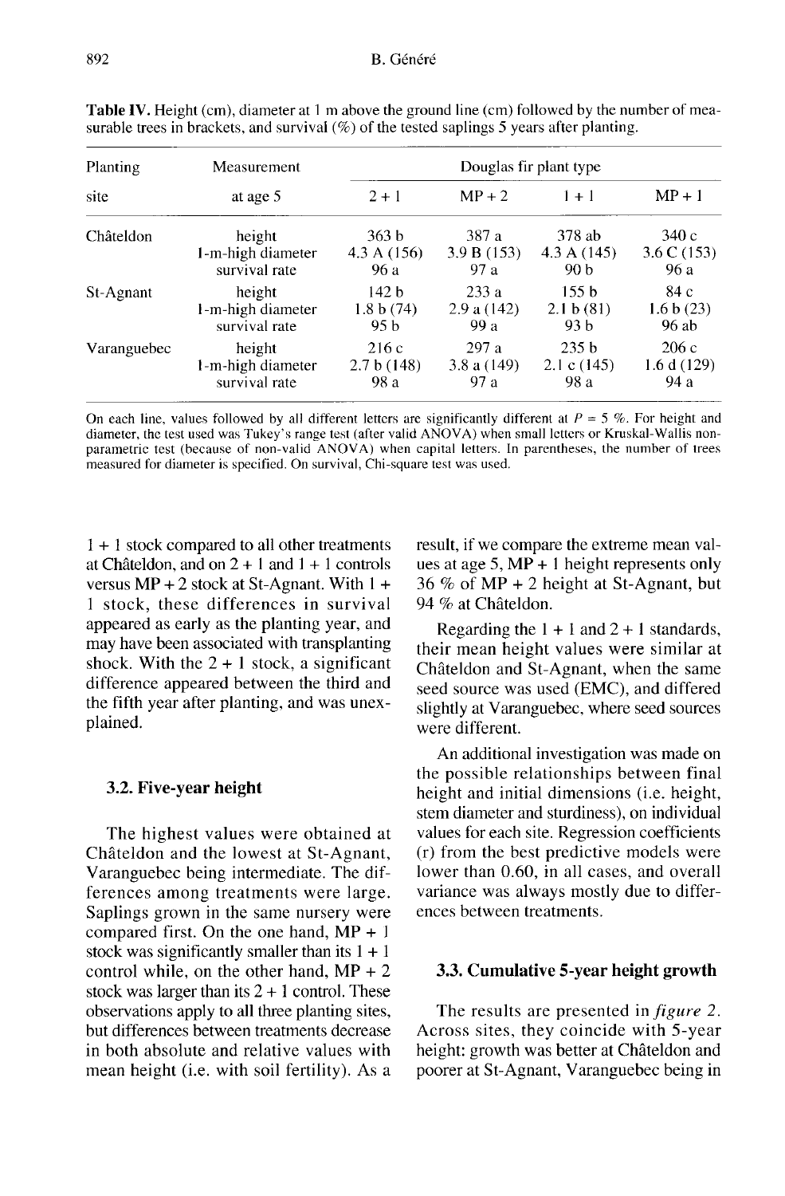**Table IV.** Height (cm), diameter at 1 m above the ground line (cm) followed by the number of measurable trees in brackets, and survival (%) of the tested saplings 5 years after planting.

| Planting site | Measurement at age 5 | Douglas fir plant type | | | |
|---|---|---|---|---|---|
| | | 2 + 1 | MP + 2 | 1 + 1 | MP + 1 |
| Châteldon | height | 363 b | 387 a | 378 ab | 340 c |
| | 1-m-high diameter | 4.3 A (156) | 3.9 B (153) | 4.3 A (145) | 3.6 C (153) |
| | survival rate | 96 a | 97 a | 90 b | 96 a |
| St-Agnant | height | 142 b | 233 a | 155 b | 84 c |
| | 1-m-high diameter | 1.8 b (74) | 2.9 a (142) | 2.1 b (81) | 1.6 b (23) |
| | survival rate | 95 b | 99 a | 93 b | 96 ab |
| Varanguebec | height | 216 c | 297 a | 235 b | 206 c |
| | 1-m-high diameter | 2.7 b (148) | 3.8 a (149) | 2.1 c (145) | 1.6 d (129) |
| | survival rate | 98 a | 97 a | 98 a | 94 a |

On each line, values followed by all different letters are significantly different at $P = 5$ %. For height and diameter, the test used was Tukey's range test (after valid ANOVA) when small letters or Kruskal-Wallis non-parametric test (because of non-valid ANOVA) when capital letters. In parentheses, the number of trees measured for diameter is specified. On survival, Chi-square test was used.

1 + 1 stock compared to all other treatments at Châteldon, and on 2 + 1 and 1 + 1 controls versus MP + 2 stock at St-Agnant. With 1 + 1 stock, these differences in survival appeared as early as the planting year, and may have been associated with transplanting shock. With the 2 + 1 stock, a significant difference appeared between the third and the fifth year after planting, and was unexplained.

### 3.2. Five-year height

The highest values were obtained at Châteldon and the lowest at St-Agnant, Varanguebec being intermediate. The differences among treatments were large. Saplings grown in the same nursery were compared first. On the one hand, MP + 1 stock was significantly smaller than its 1 + 1 control while, on the other hand, MP + 2 stock was larger than its 2 + 1 control. These observations apply to all three planting sites, but differences between treatments decrease in both absolute and relative values with mean height (i.e. with soil fertility). As a result, if we compare the extreme mean values at age 5, MP + 1 height represents only 36 % of MP + 2 height at St-Agnant, but 94 % at Châteldon.

Regarding the 1 + 1 and 2 + 1 standards, their mean height values were similar at Châteldon and St-Agnant, when the same seed source was used (EMC), and differed slightly at Varanguebec, where seed sources were different.

An additional investigation was made on the possible relationships between final height and initial dimensions (i.e. height, stem diameter and sturdiness), on individual values for each site. Regression coefficients (r) from the best predictive models were lower than 0.60, in all cases, and overall variance was always mostly due to differences between treatments.

### 3.3. Cumulative 5-year height growth

The results are presented in *figure 2*. Across sites, they coincide with 5-year height: growth was better at Châteldon and poorer at St-Agnant, Varanguebec being in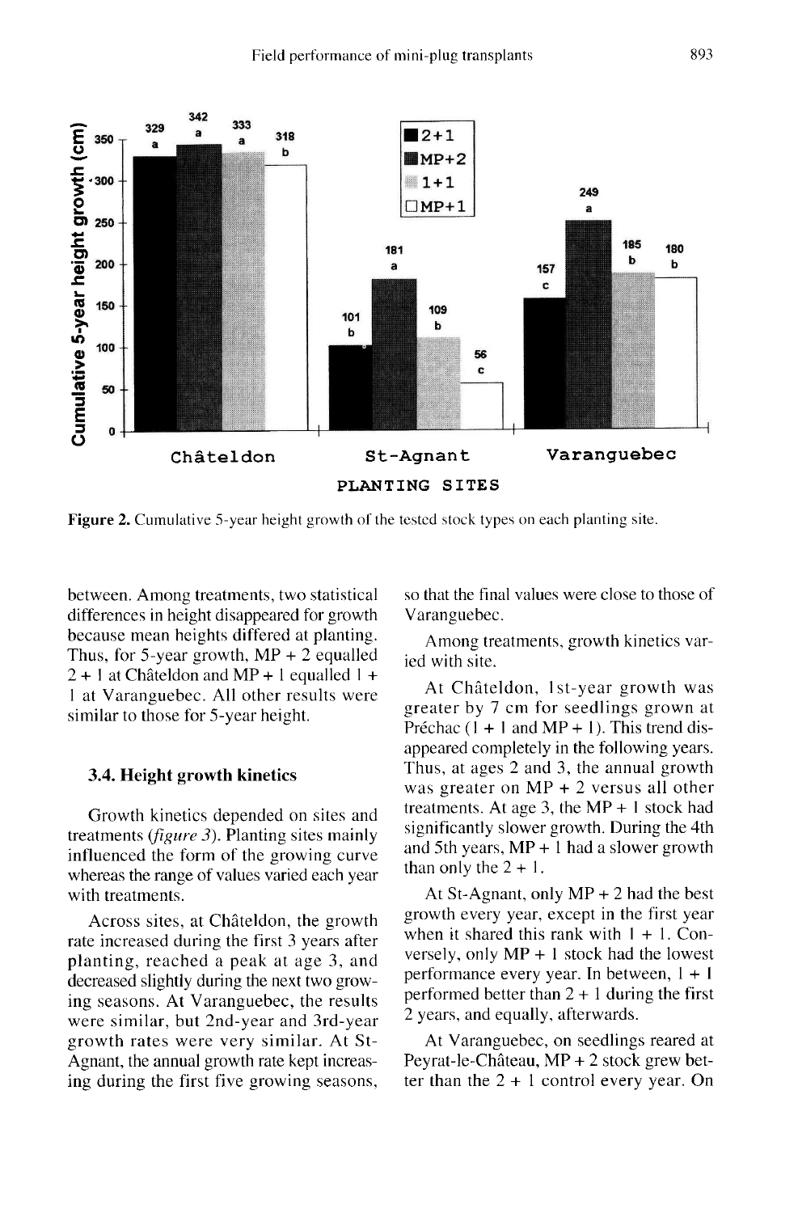Figure 2. Cumulative 5-year height growth of the tested stock types on each planting site.

between. Among treatments, two statistical differences in height disappeared for growth because mean heights differed at planting. Thus, for 5-year growth, MP + 2 equalled 2 + 1 at Châteldon and MP + 1 equalled 1 + 1 at Varanguebec. All other results were similar to those for 5-year height.

### 3.4. Height growth kinetics

Growth kinetics depended on sites and treatments (*figure 3*). Planting sites mainly influenced the form of the growing curve whereas the range of values varied each year with treatments.

Across sites, at Châteldon, the growth rate increased during the first 3 years after planting, reached a peak at age 3, and decreased slightly during the next two growing seasons. At Varanguebec, the results were similar, but 2nd-year and 3rd-year growth rates were very similar. At St-Agnant, the annual growth rate kept increasing during the first five growing seasons, so that the final values were close to those of Varanguebec.

Among treatments, growth kinetics varied with site.

At Châteldon, 1st-year growth was greater by 7 cm for seedlings grown at Préchac (1 + 1 and MP + 1). This trend disappeared completely in the following years. Thus, at ages 2 and 3, the annual growth was greater on MP + 2 versus all other treatments. At age 3, the MP + 1 stock had significantly slower growth. During the 4th and 5th years, MP + 1 had a slower growth than only the 2 + 1.

At St-Agnant, only MP + 2 had the best growth every year, except in the first year when it shared this rank with 1 + 1. Conversely, only MP + 1 stock had the lowest performance every year. In between, 1 + 1 performed better than 2 + 1 during the first 2 years, and equally, afterwards.

At Varanguebec, on seedlings reared at Peyrat-le-Château, MP + 2 stock grew better than the 2 + 1 control every year. On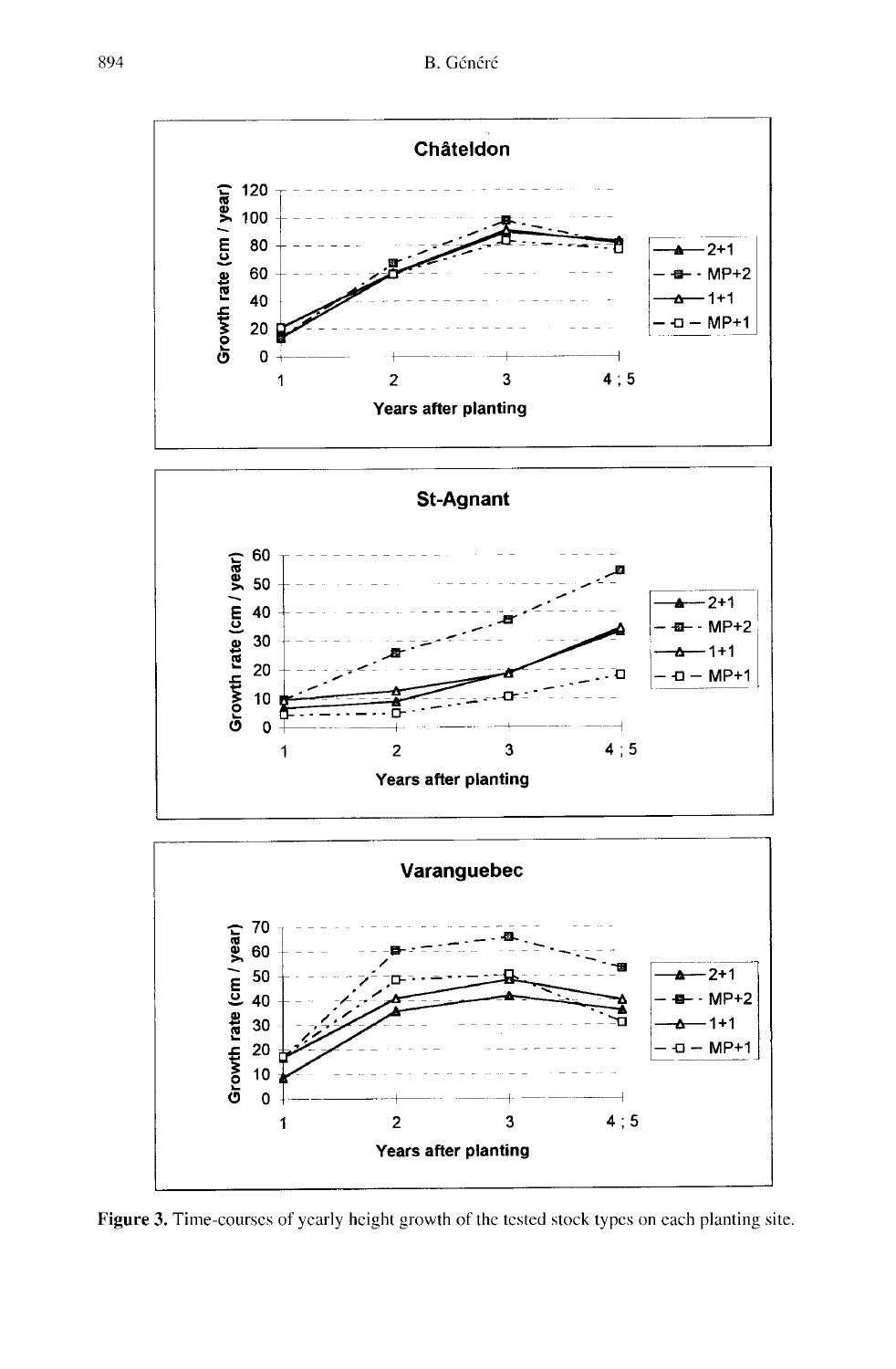**Figure 3.** Time-courses of yearly height growth of the tested stock types on each planting site.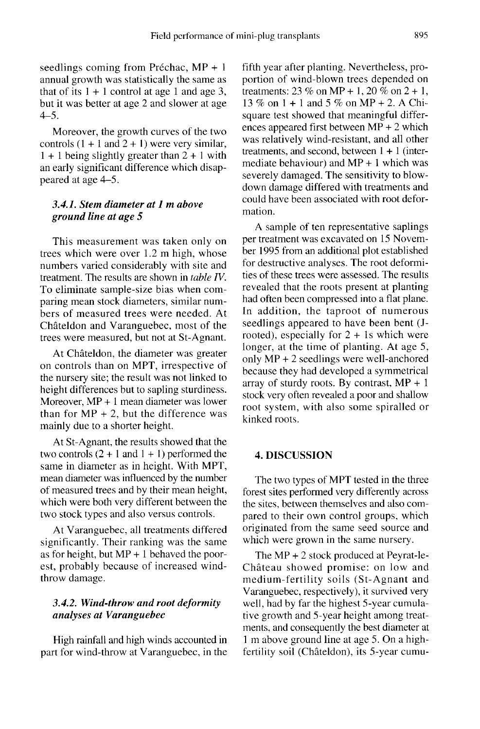seedlings coming from Préchac, MP + 1 annual growth was statistically the same as that of its 1 + 1 control at age 1 and age 3, but it was better at age 2 and slower at age 4–5.

Moreover, the growth curves of the two controls (1 + 1 and 2 + 1) were very similar, 1 + 1 being slightly greater than 2 + 1 with an early significant difference which disappeared at age 4–5.

### 3.4.1. Stem diameter at 1 m above ground line at age 5

This measurement was taken only on trees which were over 1.2 m high, whose numbers varied considerably with site and treatment. The results are shown in *table IV*. To eliminate sample-size bias when comparing mean stock diameters, similar numbers of measured trees were needed. At Châteldon and Varanguebec, most of the trees were measured, but not at St-Agnant.

At Châteldon, the diameter was greater on controls than on MPT, irrespective of the nursery site; the result was not linked to height differences but to sapling sturdiness. Moreover, MP + 1 mean diameter was lower than for MP + 2, but the difference was mainly due to a shorter height.

At St-Agnant, the results showed that the two controls (2 + 1 and 1 + 1) performed the same in diameter as in height. With MPT, mean diameter was influenced by the number of measured trees and by their mean height, which were both very different between the two stock types and also versus controls.

At Varanguebec, all treatments differed significantly. Their ranking was the same as for height, but MP + 1 behaved the poorest, probably because of increased wind-throw damage.

### 3.4.2. Wind-throw and root deformity analyses at Varanguebec

High rainfall and high winds accounted in part for wind-throw at Varanguebec, in the fifth year after planting. Nevertheless, proportion of wind-blown trees depended on treatments: 23 % on MP + 1, 20 % on 2 + 1, 13 % on 1 + 1 and 5 % on MP + 2. A Chi-square test showed that meaningful differences appeared first between MP + 2 which was relatively wind-resistant, and all other treatments, and second, between 1 + 1 (intermediate behaviour) and MP + 1 which was severely damaged. The sensitivity to blow-down damage differed with treatments and could have been associated with root deformation.

A sample of ten representative saplings per treatment was excavated on 15 November 1995 from an additional plot established for destructive analyses. The root deformities of these trees were assessed. The results revealed that the roots present at planting had often been compressed into a flat plane. In addition, the taproot of numerous seedlings appeared to have been bent (J-rooted), especially for 2 + 1s which were longer, at the time of planting. At age 5, only MP + 2 seedlings were well-anchored because they had developed a symmetrical array of sturdy roots. By contrast, MP + 1 stock very often revealed a poor and shallow root system, with also some spiralled or kinked roots.

## 4. DISCUSSION

The two types of MPT tested in the three forest sites performed very differently across the sites, between themselves and also compared to their own control groups, which originated from the same seed source and which were grown in the same nursery.

The MP + 2 stock produced at Peyrat-le-Château showed promise: on low and medium-fertility soils (St-Agnant and Varanguebec, respectively), it survived very well, had by far the highest 5-year cumulative growth and 5-year height among treatments, and consequently the best diameter at 1 m above ground line at age 5. On a high-fertility soil (Châteldon), its 5-year cumu-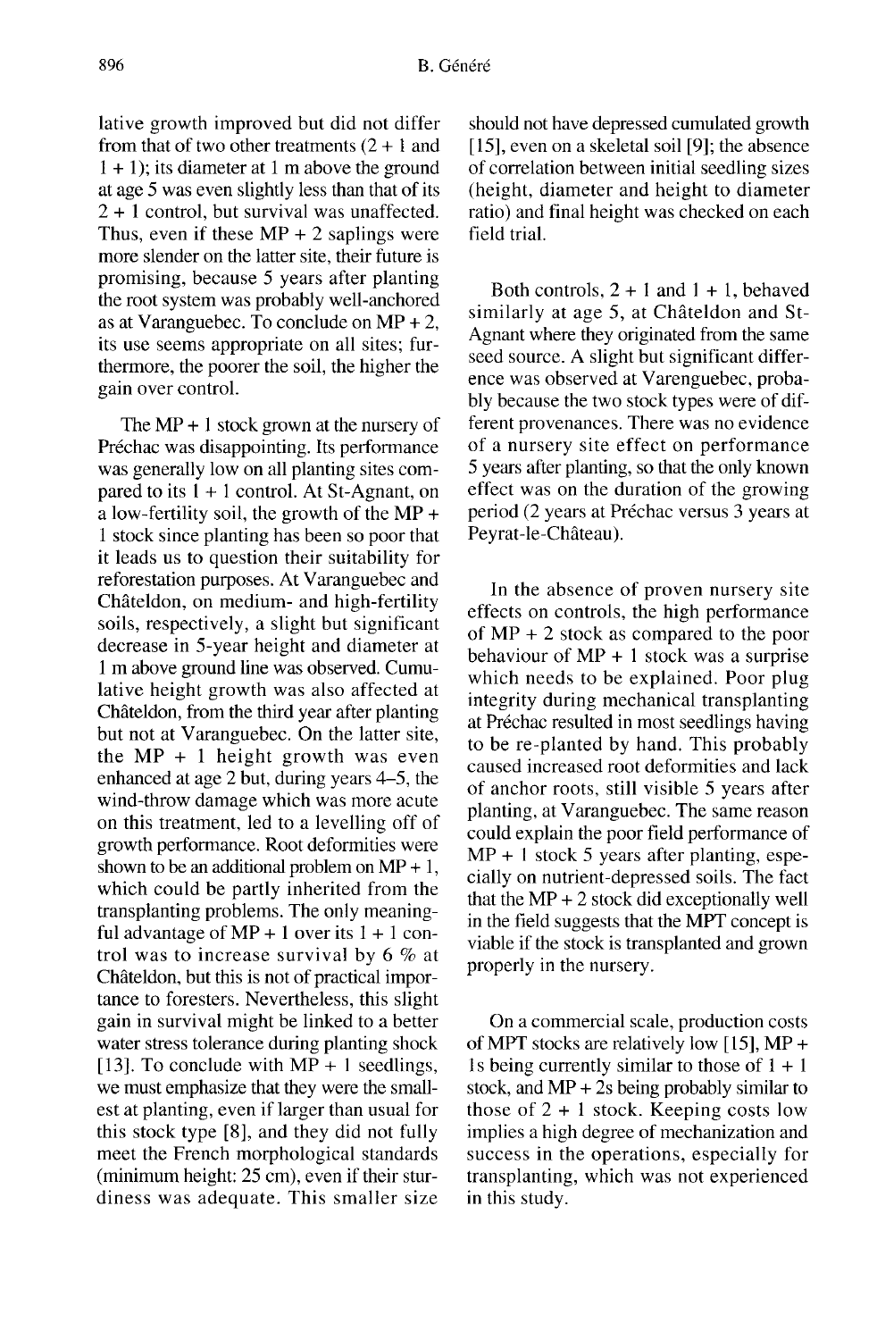lative growth improved but did not differ from that of two other treatments (2 + 1 and 1 + 1); its diameter at 1 m above the ground at age 5 was even slightly less than that of its 2 + 1 control, but survival was unaffected. Thus, even if these MP + 2 saplings were more slender on the latter site, their future is promising, because 5 years after planting the root system was probably well-anchored as at Varanguebec. To conclude on MP + 2, its use seems appropriate on all sites; furthermore, the poorer the soil, the higher the gain over control.

The MP + 1 stock grown at the nursery of Préchac was disappointing. Its performance was generally low on all planting sites compared to its 1 + 1 control. At St-Agnant, on a low-fertility soil, the growth of the MP + 1 stock since planting has been so poor that it leads us to question their suitability for reforestation purposes. At Varanguebec and Châteldon, on medium- and high-fertility soils, respectively, a slight but significant decrease in 5-year height and diameter at 1 m above ground line was observed. Cumulative height growth was also affected at Châteldon, from the third year after planting but not at Varanguebec. On the latter site, the MP + 1 height growth was even enhanced at age 2 but, during years 4–5, the wind-throw damage which was more acute on this treatment, led to a levelling off of growth performance. Root deformities were shown to be an additional problem on MP + 1, which could be partly inherited from the transplanting problems. The only meaningful advantage of MP + 1 over its 1 + 1 control was to increase survival by 6 % at Châteldon, but this is not of practical importance to foresters. Nevertheless, this slight gain in survival might be linked to a better water stress tolerance during planting shock [13]. To conclude with MP + 1 seedlings, we must emphasize that they were the smallest at planting, even if larger than usual for this stock type [8], and they did not fully meet the French morphological standards (minimum height: 25 cm), even if their sturdiness was adequate. This smaller size should not have depressed cumulated growth [15], even on a skeletal soil [9]; the absence of correlation between initial seedling sizes (height, diameter and height to diameter ratio) and final height was checked on each field trial.

Both controls, 2 + 1 and 1 + 1, behaved similarly at age 5, at Châteldon and St-Agnant where they originated from the same seed source. A slight but significant difference was observed at Varenguebec, probably because the two stock types were of different provenances. There was no evidence of a nursery site effect on performance 5 years after planting, so that the only known effect was on the duration of the growing period (2 years at Préchac versus 3 years at Peyrat-le-Château).

In the absence of proven nursery site effects on controls, the high performance of MP + 2 stock as compared to the poor behaviour of MP + 1 stock was a surprise which needs to be explained. Poor plug integrity during mechanical transplanting at Préchac resulted in most seedlings having to be re-planted by hand. This probably caused increased root deformities and lack of anchor roots, still visible 5 years after planting, at Varanguebec. The same reason could explain the poor field performance of MP + 1 stock 5 years after planting, especially on nutrient-depressed soils. The fact that the MP + 2 stock did exceptionally well in the field suggests that the MPT concept is viable if the stock is transplanted and grown properly in the nursery.

On a commercial scale, production costs of MPT stocks are relatively low [15], MP + 1s being currently similar to those of 1 + 1 stock, and MP + 2s being probably similar to those of 2 + 1 stock. Keeping costs low implies a high degree of mechanization and success in the operations, especially for transplanting, which was not experienced in this study.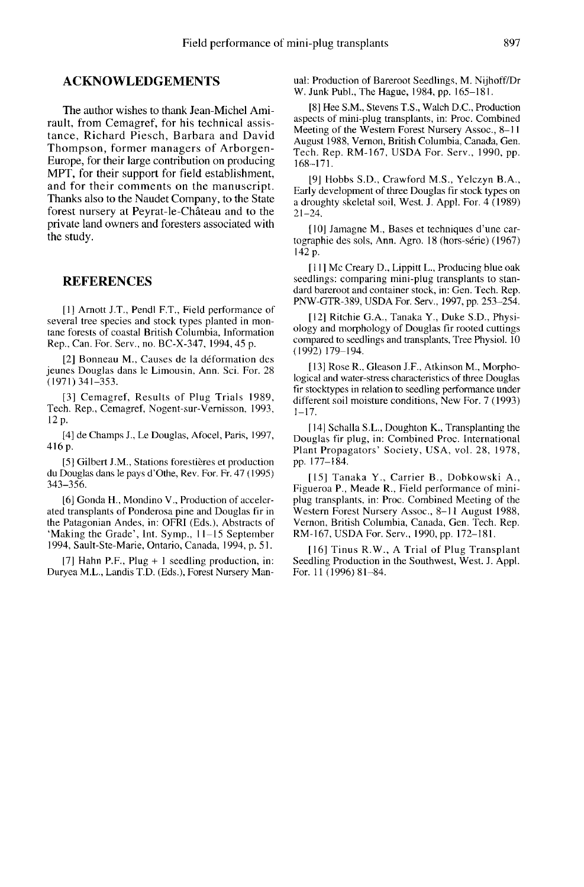## ACKNOWLEDGEMENTS

The author wishes to thank Jean-Michel Amirault, from Cemagref, for his technical assistance, Richard Piesch, Barbara and David Thompson, former managers of Arborgen-Europe, for their large contribution on producing MPT, for their support for field establishment, and for their comments on the manuscript. Thanks also to the Naudet Company, to the State forest nursery at Peyrat-le-Château and to the private land owners and foresters associated with the study.

## REFERENCES

[1] Arnott J.T., Pendl F.T., Field performance of several tree species and stock types planted in montane forests of coastal British Columbia, Information Rep., Can. For. Serv., no. BC-X-347, 1994, 45 p.

[2] Bonneau M., Causes de la déformation des jeunes Douglas dans le Limousin, Ann. Sci. For. 28 (1971) 341–353.

[3] Cemagref, Results of Plug Trials 1989, Tech. Rep., Cemagref, Nogent-sur-Vernisson, 1993, 12 p.

[4] de Champs J., Le Douglas, Afocel, Paris, 1997, 416 p.

[5] Gilbert J.M., Stations forestières et production du Douglas dans le pays d'Othe, Rev. For. Fr. 47 (1995) 343–356.

[6] Gonda H., Mondino V., Production of accelerated transplants of Ponderosa pine and Douglas fir in the Patagonian Andes, in: OFRI (Eds.), Abstracts of 'Making the Grade', Int. Symp., 11–15 September 1994, Sault-Ste-Marie, Ontario, Canada, 1994, p. 51.

[7] Hahn P.F., Plug + 1 seedling production, in: Duryea M.L., Landis T.D. (Eds.), Forest Nursery Manual: Production of Bareroot Seedlings, M. Nijhoff/Dr W. Junk Publ., The Hague, 1984, pp. 165–181.

[8] Hee S.M., Stevens T.S., Walch D.C., Production aspects of mini-plug transplants, in: Proc. Combined Meeting of the Western Forest Nursery Assoc., 8–11 August 1988, Vernon, British Columbia, Canada, Gen. Tech. Rep. RM-167, USDA For. Serv., 1990, pp. 168–171.

[9] Hobbs S.D., Crawford M.S., Yelczyn B.A., Early development of three Douglas fir stock types on a droughty skeletal soil, West. J. Appl. For. 4 (1989) 21–24.

[10] Jamagne M., Bases et techniques d'une cartographie des sols, Ann. Agro. 18 (hors-série) (1967) 142 p.

[11] Mc Creary D., Lippitt L., Producing blue oak seedlings: comparing mini-plug transplants to standard bareroot and container stock, in: Gen. Tech. Rep. PNW-GTR-389, USDA For. Serv., 1997, pp. 253–254.

[12] Ritchie G.A., Tanaka Y., Duke S.D., Physiology and morphology of Douglas fir rooted cuttings compared to seedlings and transplants, Tree Physiol. 10 (1992) 179–194.

[13] Rose R., Gleason J.F., Atkinson M., Morphological and water-stress characteristics of three Douglas fir stocktypes in relation to seedling performance under different soil moisture conditions, New For. 7 (1993) 1–17.

[14] Schalla S.L., Doughton K., Transplanting the Douglas fir plug, in: Combined Proc. International Plant Propagators' Society, USA, vol. 28, 1978, pp. 177–184.

[15] Tanaka Y., Carrier B., Dobkowski A., Figueroa P., Meade R., Field performance of mini-plug transplants, in: Proc. Combined Meeting of the Western Forest Nursery Assoc., 8–11 August 1988, Vernon, British Columbia, Canada, Gen. Tech. Rep. RM-167, USDA For. Serv., 1990, pp. 172–181.

[16] Tinus R.W., A Trial of Plug Transplant Seedling Production in the Southwest, West. J. Appl. For. 11 (1996) 81–84.